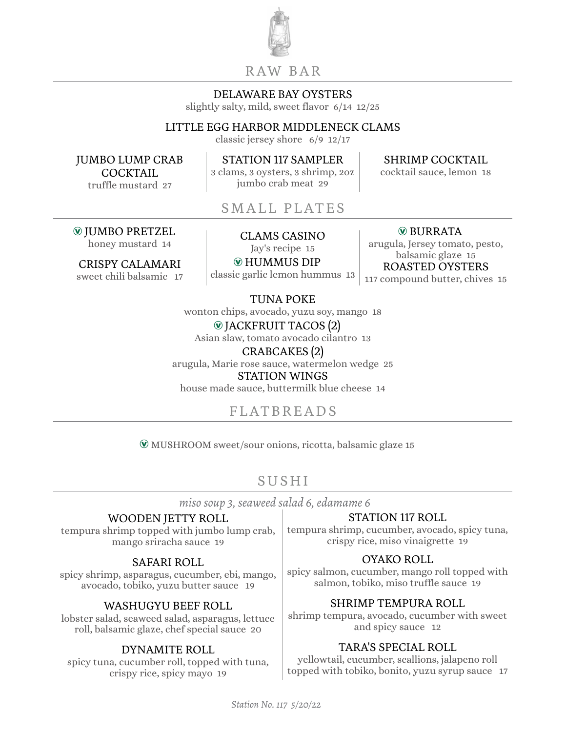## RAW BAR

**DELAWARE BAY OYSTERS**
slightly salty, mild, sweet flavor 6/14 12/25

**LITTLE EGG HARBOR MIDDLENECK CLAMS**
classic jersey shore 6/9 12/17

**JUMBO LUMP CRAB COCKTAIL**
truffle mustard 27

**STATION 117 SAMPLER**
3 clams, 3 oysters, 3 shrimp, 2oz jumbo crab meat 29

**SHRIMP COCKTAIL**
cocktail sauce, lemon 18

## SMALL PLATES

**(V) JUMBO PRETZEL**
honey mustard 14

**CRISPY CALAMARI**
sweet chili balsamic 17

**CLAMS CASINO**
Jay's recipe 15

**(V) HUMMUS DIP**
classic garlic lemon hummus 13

**(V) BURRATA**
arugula, Jersey tomato, pesto, balsamic glaze 15

**ROASTED OYSTERS**
117 compound butter, chives 15

**TUNA POKE**
wonton chips, avocado, yuzu soy, mango 18

**(V) JACKFRUIT TACOS (2)**
Asian slaw, tomato avocado cilantro 13

**CRABCAKES (2)**
arugula, Marie rose sauce, watermelon wedge 25

**STATION WINGS**
house made sauce, buttermilk blue cheese 14

## FLATBREADS

(V) MUSHROOM sweet/sour onions, ricotta, balsamic glaze 15

## SUSHI

*miso soup 3, seaweed salad 6, edamame 6*

**WOODEN JETTY ROLL**
tempura shrimp topped with jumbo lump crab, mango sriracha sauce 19

**SAFARI ROLL**
spicy shrimp, asparagus, cucumber, ebi, mango, avocado, tobiko, yuzu butter sauce 19

**WASHUGYU BEEF ROLL**
lobster salad, seaweed salad, asparagus, lettuce roll, balsamic glaze, chef special sauce 20

**DYNAMITE ROLL**
spicy tuna, cucumber roll, topped with tuna, crispy rice, spicy mayo 19

**STATION 117 ROLL**
tempura shrimp, cucumber, avocado, spicy tuna, crispy rice, miso vinaigrette 19

**OYAKO ROLL**
spicy salmon, cucumber, mango roll topped with salmon, tobiko, miso truffle sauce 19

**SHRIMP TEMPURA ROLL**
shrimp tempura, avocado, cucumber with sweet and spicy sauce 12

**TARA'S SPECIAL ROLL**
yellowtail, cucumber, scallions, jalapeno roll topped with tobiko, bonito, yuzu syrup sauce 17

*Station No. 117 5/20/22*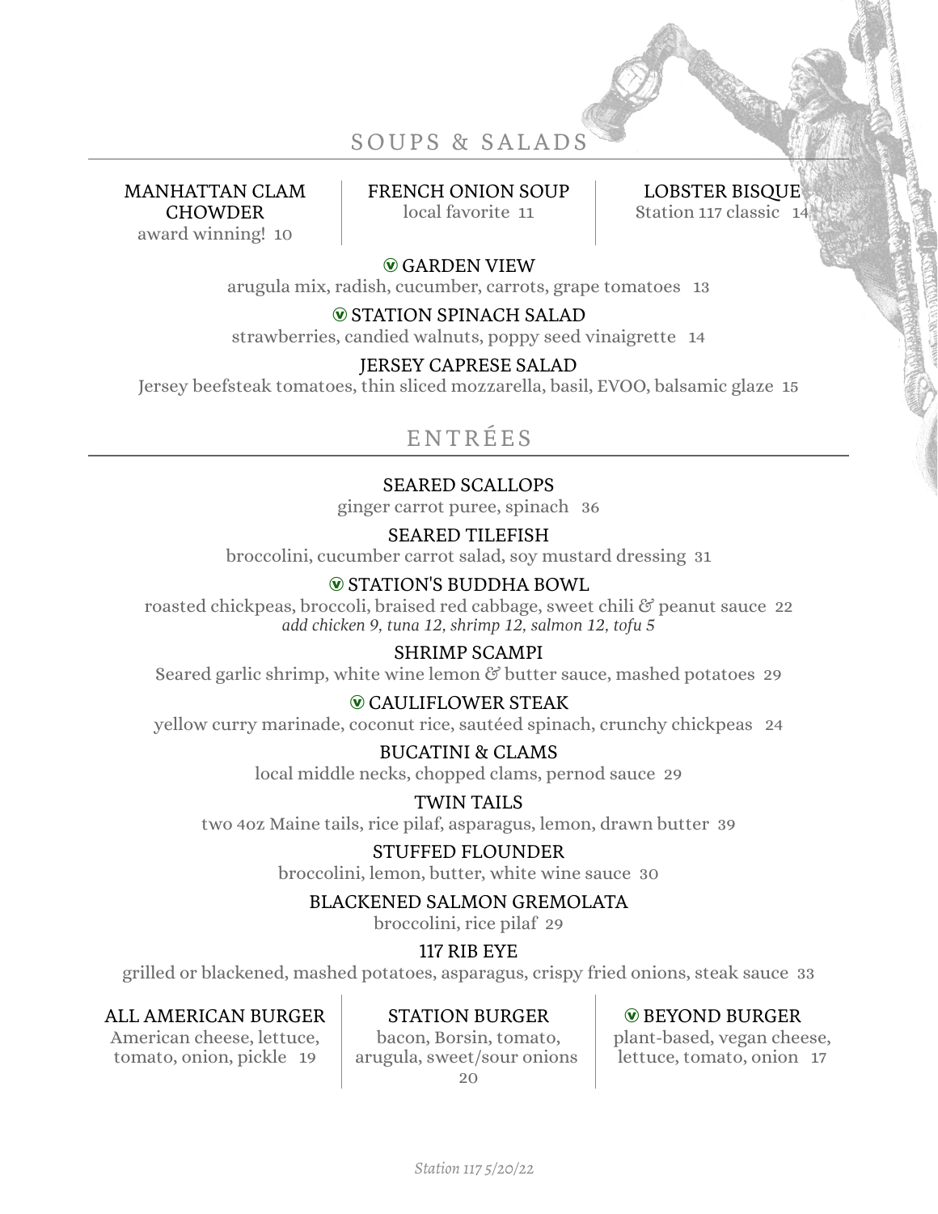## SOUPS & SALADS

**MANHATTAN CLAM CHOWDER**
award winning! 10

**FRENCH ONION SOUP**
local favorite 11

**LOBSTER BISQUE**
Station 117 classic 14

**Ⓥ GARDEN VIEW**
arugula mix, radish, cucumber, carrots, grape tomatoes 13

**Ⓥ STATION SPINACH SALAD**
strawberries, candied walnuts, poppy seed vinaigrette 14

**JERSEY CAPRESE SALAD**
Jersey beefsteak tomatoes, thin sliced mozzarella, basil, EVOO, balsamic glaze 15

## ENTRÉES

**SEARED SCALLOPS**
ginger carrot puree, spinach 36

**SEARED TILEFISH**
broccolini, cucumber carrot salad, soy mustard dressing 31

**Ⓥ STATION'S BUDDHA BOWL**
roasted chickpeas, broccoli, braised red cabbage, sweet chili & peanut sauce 22
*add chicken 9, tuna 12, shrimp 12, salmon 12, tofu 5*

**SHRIMP SCAMPI**
Seared garlic shrimp, white wine lemon & butter sauce, mashed potatoes 29

**Ⓥ CAULIFLOWER STEAK**
yellow curry marinade, coconut rice, sautéed spinach, crunchy chickpeas 24

**BUCATINI & CLAMS**
local middle necks, chopped clams, pernod sauce 29

**TWIN TAILS**
two 4oz Maine tails, rice pilaf, asparagus, lemon, drawn butter 39

**STUFFED FLOUNDER**
broccolini, lemon, butter, white wine sauce 30

**BLACKENED SALMON GREMOLATA**
broccolini, rice pilaf 29

**117 RIB EYE**
grilled or blackened, mashed potatoes, asparagus, crispy fried onions, steak sauce 33

**ALL AMERICAN BURGER**
American cheese, lettuce, tomato, onion, pickle 19

**STATION BURGER**
bacon, Borsin, tomato, arugula, sweet/sour onions 20

**Ⓥ BEYOND BURGER**
plant-based, vegan cheese, lettuce, tomato, onion 17

*Station 117 5/20/22*